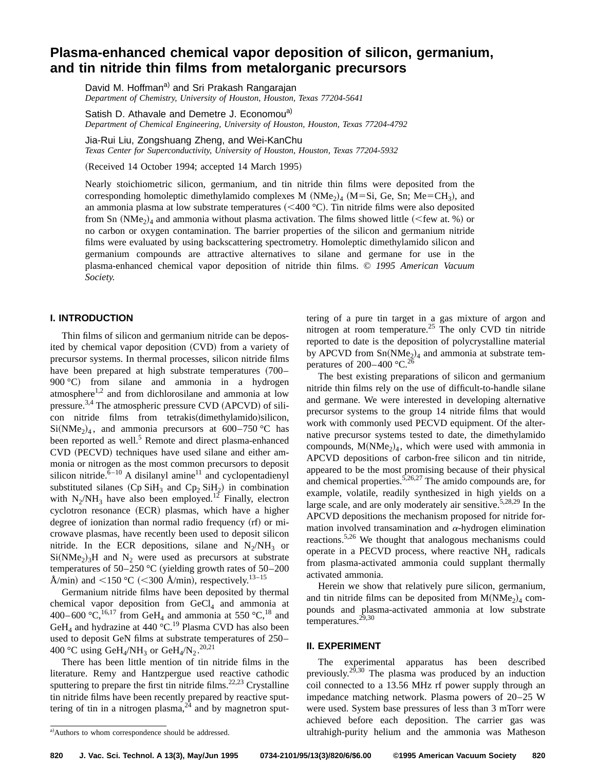# Plasma-enhanced chemical vapor deposition of silicon, germanium, and tin nitride thin films from metalorganic precursors

David M. Hoffman[a] and Sri Prakash Rangarajan
*Department of Chemistry, University of Houston, Houston, Texas 77204-5641*

Satish D. Athavale and Demetre J. Economou[a]
*Department of Chemical Engineering, University of Houston, Houston, Texas 77204-4792*

Jia-Rui Liu, Zongshuang Zheng, and Wei-KanChu
*Texas Center for Superconductivity, University of Houston, Houston, Texas 77204-5932*

(Received 14 October 1994; accepted 14 March 1995)

Nearly stoichiometric silicon, germanium, and tin nitride thin films were deposited from the corresponding homoleptic dimethylamido complexes M $(NMe_2)_4$ (M=Si, Ge, Sn; Me=$CH_3$), and an ammonia plasma at low substrate temperatures (<400 °C). Tin nitride films were also deposited from Sn $(NMe_2)_4$ and ammonia without plasma activation. The films showed little (<few at. %) or no carbon or oxygen contamination. The barrier properties of the silicon and germanium nitride films were evaluated by using backscattering spectrometry. Homoleptic dimethylamido silicon and germanium compounds are attractive alternatives to silane and germane for use in the plasma-enhanced chemical vapor deposition of nitride thin films. © *1995 American Vacuum Society.*

## I. INTRODUCTION

Thin films of silicon and germanium nitride can be deposited by chemical vapor deposition (CVD) from a variety of precursor systems. In thermal processes, silicon nitride films have been prepared at high substrate temperatures (700–900 °C) from silane and ammonia in a hydrogen atmosphere[1,2] and from dichlorosilane and ammonia at low pressure.[3,4] The atmospheric pressure CVD (APCVD) of silicon nitride films from tetrakis(dimethylamido)silicon, $Si(NMe_2)_4$, and ammonia precursors at 600–750 °C has been reported as well.[5] Remote and direct plasma-enhanced CVD (PECVD) techniques have used silane and either ammonia or nitrogen as the most common precursors to deposit silicon nitride.[6–10] A disilanyl amine[11] and cyclopentadienyl substituted silanes (Cp $SiH_3$ and $Cp_2$ $SiH_2$) in combination with $N_2/NH_3$ have also been employed.[12] Finally, electron cyclotron resonance (ECR) plasmas, which have a higher degree of ionization than normal radio frequency (rf) or microwave plasmas, have recently been used to deposit silicon nitride. In the ECR depositions, silane and $N_2/NH_3$ or $Si(NMe_2)_3H$ and $N_2$ were used as precursors at substrate temperatures of 50–250 °C (yielding growth rates of 50–200 Å/min) and <150 °C (<300 Å/min), respectively.[13–15]

Germanium nitride films have been deposited by thermal chemical vapor deposition from $GeCl_4$ and ammonia at 400–600 °C,[16,17] from $GeH_4$ and ammonia at 550 °C,[18] and $GeH_4$ and hydrazine at 440 °C.[19] Plasma CVD has also been used to deposit GeN films at substrate temperatures of 250–400 °C using $GeH_4/NH_3$ or $GeH_4/N_2$.[20,21]

There has been little mention of tin nitride films in the literature. Remy and Hantzpergue used reactive cathodic sputtering to prepare the first tin nitride films.[22,23] Crystalline tin nitride films have been recently prepared by reactive sputtering of tin in a nitrogen plasma,[24] and by magnetron sputtering of a pure tin target in a gas mixture of argon and nitrogen at room temperature.[25] The only CVD tin nitride reported to date is the deposition of polycrystalline material by APCVD from $Sn(NMe_2)_4$ and ammonia at substrate temperatures of 200–400 °C.[26]

The best existing preparations of silicon and germanium nitride thin films rely on the use of difficult-to-handle silane and germane. We were interested in developing alternative precursor systems to the group 14 nitride films that would work with commonly used PECVD equipment. Of the alternative precursor systems tested to date, the dimethylamido compounds, $M(NMe_2)_4$, which were used with ammonia in APCVD depositions of carbon-free silicon and tin nitride, appeared to be the most promising because of their physical and chemical properties.[5,26,27] The amido compounds are, for example, volatile, readily synthesized in high yields on a large scale, and are only moderately air sensitive.[5,28,29] In the APCVD depositions the mechanism proposed for nitride formation involved transamination and $\alpha$-hydrogen elimination reactions.[5,26] We thought that analogous mechanisms could operate in a PECVD process, where reactive $NH_x$ radicals from plasma-activated ammonia could supplant thermally activated ammonia.

Herein we show that relatively pure silicon, germanium, and tin nitride films can be deposited from $M(NMe_2)_4$ compounds and plasma-activated ammonia at low substrate temperatures.[29,30]

## II. EXPERIMENT

The experimental apparatus has been described previously.[29,30] The plasma was produced by an induction coil connected to a 13.56 MHz rf power supply through an impedance matching network. Plasma powers of 20–25 W were used. System base pressures of less than 3 mTorr were achieved before each deposition. The carrier gas was ultrahigh-purity helium and the ammonia was Matheson

[a]Authors to whom correspondence should be addressed.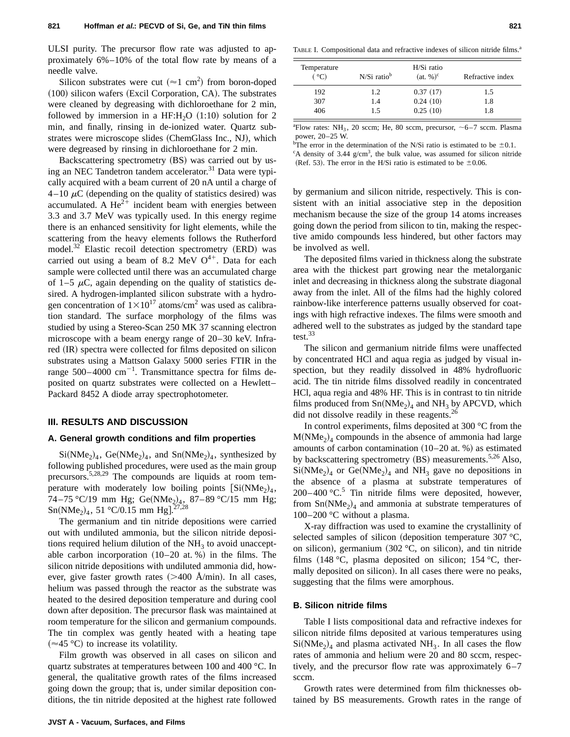ULSI purity. The precursor flow rate was adjusted to approximately 6%–10% of the total flow rate by means of a needle valve.

Silicon substrates were cut (≈1 $cm^2$) from boron-doped (100) silicon wafers (Excil Corporation, CA). The substrates were cleaned by degreasing with dichloroethane for 2 min, followed by immersion in a HF:$H_2O$ (1:10) solution for 2 min, and finally, rinsing in de-ionized water. Quartz substrates were microscope slides (ChemGlass Inc., NJ), which were degreased by rinsing in dichloroethane for 2 min.

Backscattering spectrometry (BS) was carried out by using an NEC Tandetron tandem accelerator.[31] Data were typically acquired with a beam current of 20 nA until a charge of 4–10 $\mu$C (depending on the quality of statistics desired) was accumulated. A $He^{2+}$ incident beam with energies between 3.3 and 3.7 MeV was typically used. In this energy regime there is an enhanced sensitivity for light elements, while the scattering from the heavy elements follows the Rutherford model.[32] Elastic recoil detection spectrometry (ERD) was carried out using a beam of 8.2 MeV $O^{4+}$. Data for each sample were collected until there was an accumulated charge of 1–5 $\mu$C, again depending on the quality of statistics desired. A hydrogen-implanted silicon substrate with a hydrogen concentration of $1\times10^{17}$ atoms/$cm^2$ was used as calibration standard. The surface morphology of the films was studied by using a Stereo-Scan 250 MK 37 scanning electron microscope with a beam energy range of 20–30 keV. Infrared (IR) spectra were collected for films deposited on silicon substrates using a Mattson Galaxy 5000 series FTIR in the range 500–4000 $cm^{-1}$. Transmittance spectra for films deposited on quartz substrates were collected on a Hewlett–Packard 8452 A diode array spectrophotometer.

## III. RESULTS AND DISCUSSION

### A. General growth conditions and film properties

$Si(NMe_2)_4$, $Ge(NMe_2)_4$, and $Sn(NMe_2)_4$, synthesized by following published procedures, were used as the main group precursors.[5,28,29] The compounds are liquids at room temperature with moderately low boiling points [$Si(NMe_2)_4$, 74–75 °C/19 mm Hg; $Ge(NMe_2)_4$, 87–89 °C/15 mm Hg; $Sn(NMe_2)_4$, 51 °C/0.15 mm Hg].[27,28]

The germanium and tin nitride depositions were carried out with undiluted ammonia, but the silicon nitride depositions required helium dilution of the $NH_3$ to avoid unacceptable carbon incorporation (10–20 at. %) in the films. The silicon nitride depositions with undiluted ammonia did, however, give faster growth rates (>400 Å/min). In all cases, helium was passed through the reactor as the substrate was heated to the desired deposition temperature and during cool down after deposition. The precursor flask was maintained at room temperature for the silicon and germanium compounds. The tin complex was gently heated with a heating tape (≈45 °C) to increase its volatility.

Film growth was observed in all cases on silicon and quartz substrates at temperatures between 100 and 400 °C. In general, the qualitative growth rates of the films increased going down the group; that is, under similar deposition conditions, the tin nitride deposited at the highest rate followed by germanium and silicon nitride, respectively. This is consistent with an initial associative step in the deposition mechanism because the size of the group 14 atoms increases going down the period from silicon to tin, making the respective amido compounds less hindered, but other factors may be involved as well.

The deposited films varied in thickness along the substrate area with the thickest part growing near the metalorganic inlet and decreasing in thickness along the substrate diagonal away from the inlet. All of the films had the highly colored rainbow-like interference patterns usually observed for coatings with high refractive indexes. The films were smooth and adhered well to the substrates as judged by the standard tape test.[33]

The silicon and germanium nitride films were unaffected by concentrated HCl and aqua regia as judged by visual inspection, but they readily dissolved in 48% hydrofluoric acid. The tin nitride films dissolved readily in concentrated HCl, aqua regia and 48% HF. This is in contrast to tin nitride films produced from $Sn(NMe_2)_4$ and $NH_3$ by APCVD, which did not dissolve readily in these reagents.[26]

In control experiments, films deposited at 300 °C from the $M(NMe_2)_4$ compounds in the absence of ammonia had large amounts of carbon contamination (10–20 at. %) as estimated by backscattering spectrometry (BS) measurements.[5,26] Also, $Si(NMe_2)_4$ or $Ge(NMe_2)_4$ and $NH_3$ gave no depositions in the absence of a plasma at substrate temperatures of 200–400 °C.[5] Tin nitride films were deposited, however, from $Sn(NMe_2)_4$ and ammonia at substrate temperatures of 100–200 °C without a plasma.

X-ray diffraction was used to examine the crystallinity of selected samples of silicon (deposition temperature 307 °C, on silicon), germanium (302 °C, on silicon), and tin nitride films (148 °C, plasma deposited on silicon; 154 °C, thermally deposited on silicon). In all cases there were no peaks, suggesting that the films were amorphous.

TABLE I. Compositional data and refractive indexes of silicon nitride films.[a]

| Temperature (°C) | N/Si ratio[b] | H/Si ratio (at. %)[c] | Refractive index |
|---|---|---|---|
| 192 | 1.2 | 0.37 (17) | 1.5 |
| 307 | 1.4 | 0.24 (10) | 1.8 |
| 406 | 1.5 | 0.25 (10) | 1.8 |

[a]Flow rates: $NH_3$, 20 sccm; He, 80 sccm, precursor, ~6–7 sccm. Plasma power, 20–25 W.

[b]The error in the determination of the N/Si ratio is estimated to be ±0.1.

[c]A density of 3.44 g/$cm^3$, the bulk value, was assumed for silicon nitride (Ref. 53). The error in the H/Si ratio is estimated to be ±0.06.

### B. Silicon nitride films

Table I lists compositional data and refractive indexes for silicon nitride films deposited at various temperatures using $Si(NMe_2)_4$ and plasma activated $NH_3$. In all cases the flow rates of ammonia and helium were 20 and 80 sccm, respectively, and the precursor flow rate was approximately 6–7 sccm.

Growth rates were determined from film thicknesses obtained by BS measurements. Growth rates in the range of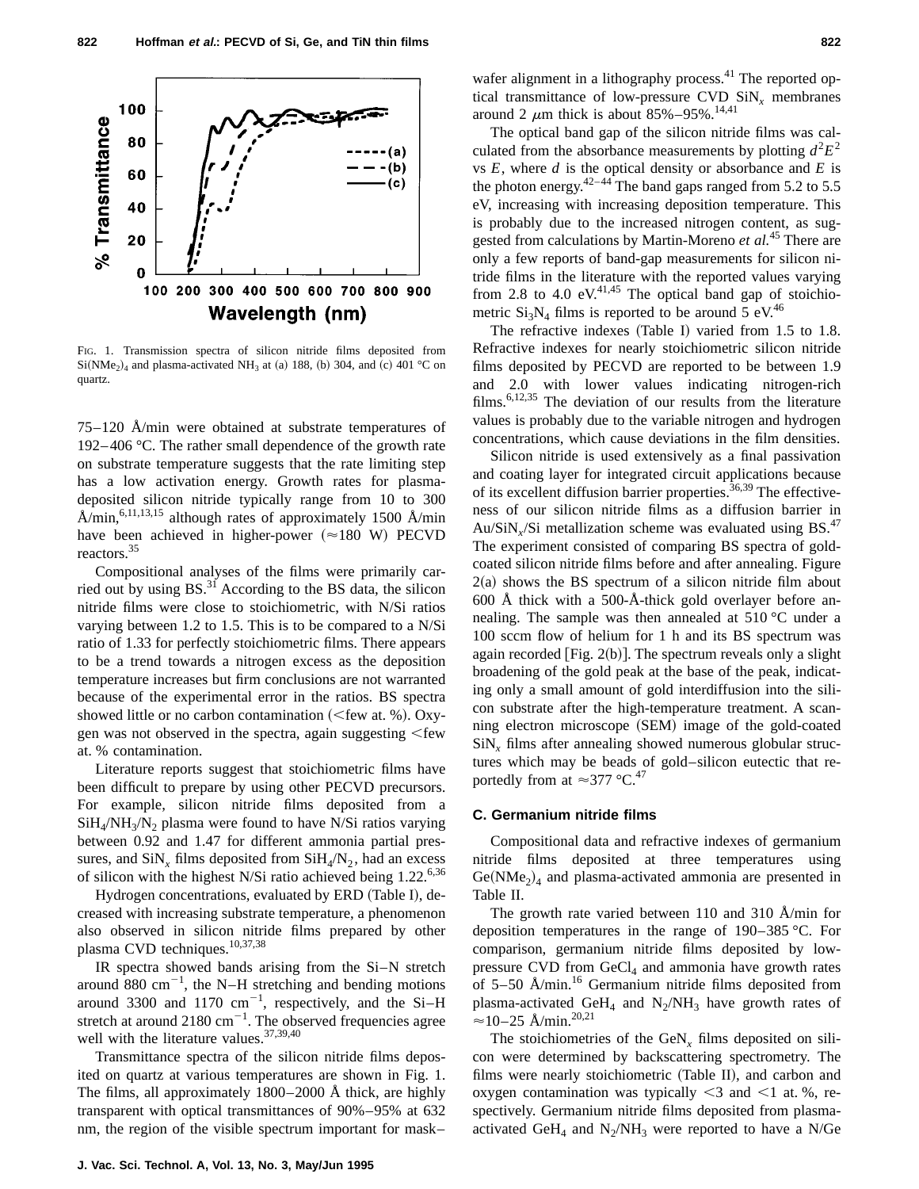FIG. 1. Transmission spectra of silicon nitride films deposited from $Si(NMe_2)_4$ and plasma-activated $NH_3$ at (a) 188, (b) 304, and (c) 401 °C on quartz.

75–120 Å/min were obtained at substrate temperatures of 192–406 °C. The rather small dependence of the growth rate on substrate temperature suggests that the rate limiting step has a low activation energy. Growth rates for plasma-deposited silicon nitride typically range from 10 to 300 Å/min,[6,11,13,15] although rates of approximately 1500 Å/min have been achieved in higher-power (≈180 W) PECVD reactors.[35]

Compositional analyses of the films were primarily carried out by using BS.[31] According to the BS data, the silicon nitride films were close to stoichiometric, with N/Si ratios varying between 1.2 to 1.5. This is to be compared to a N/Si ratio of 1.33 for perfectly stoichiometric films. There appears to be a trend towards a nitrogen excess as the deposition temperature increases but firm conclusions are not warranted because of the experimental error in the ratios. BS spectra showed little or no carbon contamination (<few at. %). Oxygen was not observed in the spectra, again suggesting <few at. % contamination.

Literature reports suggest that stoichiometric films have been difficult to prepare by using other PECVD precursors. For example, silicon nitride films deposited from a $SiH_4/NH_3/N_2$ plasma were found to have N/Si ratios varying between 0.92 and 1.47 for different ammonia partial pressures, and $SiN_x$ films deposited from $SiH_4/N_2$, had an excess of silicon with the highest N/Si ratio achieved being 1.22.[6,36]

Hydrogen concentrations, evaluated by ERD (Table I), decreased with increasing substrate temperature, a phenomenon also observed in silicon nitride films prepared by other plasma CVD techniques.[10,37,38]

IR spectra showed bands arising from the Si–N stretch around 880 $cm^{-1}$, the N–H stretching and bending motions around 3300 and 1170 $cm^{-1}$, respectively, and the Si–H stretch at around 2180 $cm^{-1}$. The observed frequencies agree well with the literature values.[37,39,40]

Transmittance spectra of the silicon nitride films deposited on quartz at various temperatures are shown in Fig. 1. The films, all approximately 1800–2000 Å thick, are highly transparent with optical transmittances of 90%–95% at 632 nm, the region of the visible spectrum important for mask–wafer alignment in a lithography process.[41] The reported optical transmittance of low-pressure CVD $SiN_x$ membranes around 2 μm thick is about 85%–95%.[14,41]

The optical band gap of the silicon nitride films was calculated from the absorbance measurements by plotting $d^2E^2$ vs $E$, where $d$ is the optical density or absorbance and $E$ is the photon energy.[42–44] The band gaps ranged from 5.2 to 5.5 eV, increasing with increasing deposition temperature. This is probably due to the increased nitrogen content, as suggested from calculations by Martin-Moreno *et al.*[45] There are only a few reports of band-gap measurements for silicon nitride films in the literature with the reported values varying from 2.8 to 4.0 eV.[41,45] The optical band gap of stoichiometric $Si_3N_4$ films is reported to be around 5 eV.[46]

The refractive indexes (Table I) varied from 1.5 to 1.8. Refractive indexes for nearly stoichiometric silicon nitride films deposited by PECVD are reported to be between 1.9 and 2.0 with lower values indicating nitrogen-rich films.[6,12,35] The deviation of our results from the literature values is probably due to the variable nitrogen and hydrogen concentrations, which cause deviations in the film densities.

Silicon nitride is used extensively as a final passivation and coating layer for integrated circuit applications because of its excellent diffusion barrier properties.[36,39] The effectiveness of our silicon nitride films as a diffusion barrier in Au/$SiN_x$/Si metallization scheme was evaluated using BS.[47] The experiment consisted of comparing BS spectra of gold-coated silicon nitride films before and after annealing. Figure 2(a) shows the BS spectrum of a silicon nitride film about 600 Å thick with a 500-Å-thick gold overlayer before annealing. The sample was then annealed at 510 °C under a 100 sccm flow of helium for 1 h and its BS spectrum was again recorded [Fig. 2(b)]. The spectrum reveals only a slight broadening of the gold peak at the base of the peak, indicating only a small amount of gold interdiffusion into the silicon substrate after the high-temperature treatment. A scanning electron microscope (SEM) image of the gold-coated $SiN_x$ films after annealing showed numerous globular structures which may be beads of gold–silicon eutectic that reportedly from at ≈377 °C.[47]

### C. Germanium nitride films

Compositional data and refractive indexes of germanium nitride films deposited at three temperatures using $Ge(NMe_2)_4$ and plasma-activated ammonia are presented in Table II.

The growth rate varied between 110 and 310 Å/min for deposition temperatures in the range of 190–385 °C. For comparison, germanium nitride films deposited by low-pressure CVD from $GeCl_4$ and ammonia have growth rates of 5–50 Å/min.[16] Germanium nitride films deposited from plasma-activated $GeH_4$ and $N_2/NH_3$ have growth rates of ≈10–25 Å/min.[20,21]

The stoichiometries of the $GeN_x$ films deposited on silicon were determined by backscattering spectrometry. The films were nearly stoichiometric (Table II), and carbon and oxygen contamination was typically <3 and <1 at. %, respectively. Germanium nitride films deposited from plasma-activated $GeH_4$ and $N_2/NH_3$ were reported to have a N/Ge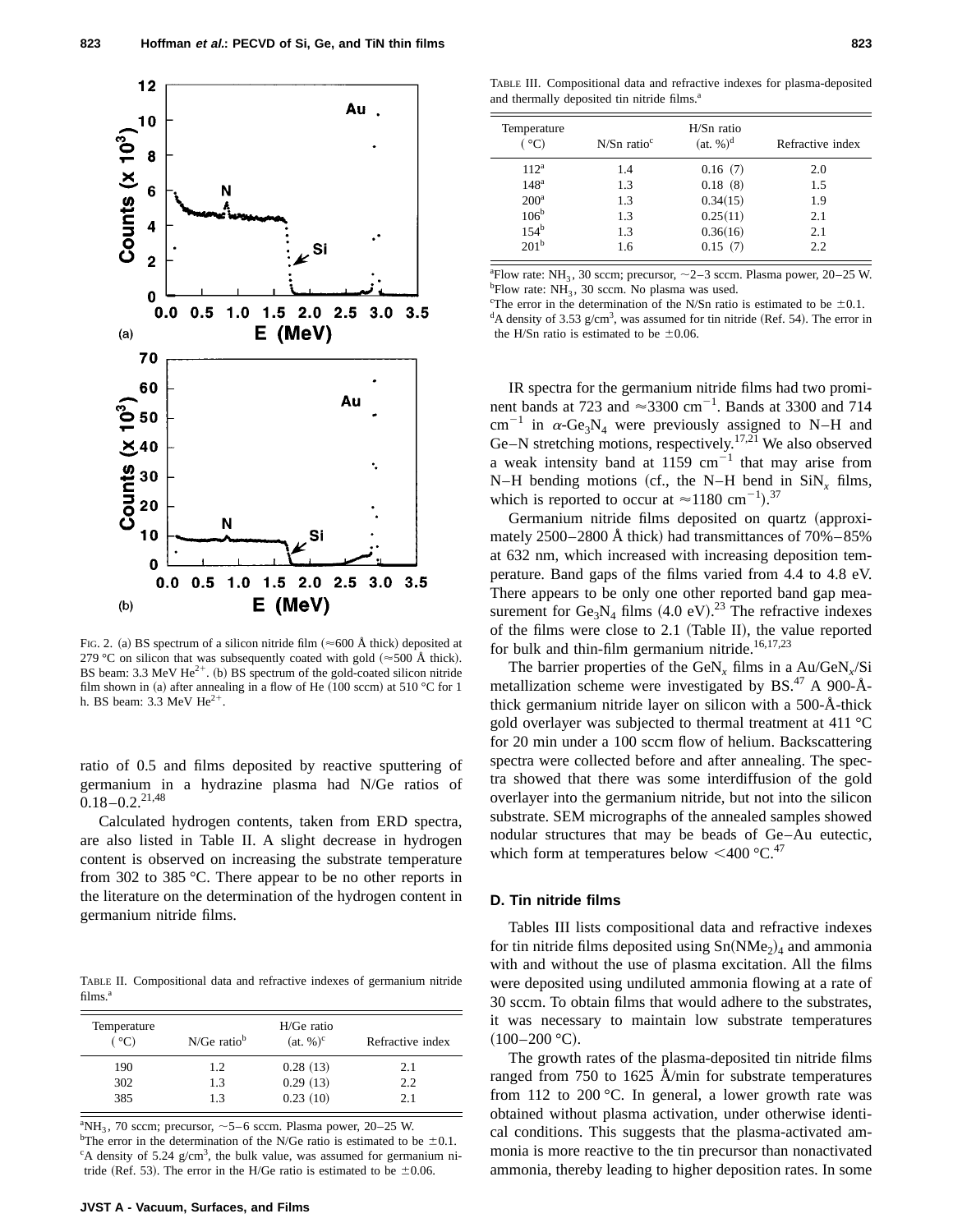FIG. 2. (a) BS spectrum of a silicon nitride film (≈600 Å thick) deposited at 279 °C on silicon that was subsequently coated with gold (≈500 Å thick). BS beam: 3.3 MeV $He^{2+}$. (b) BS spectrum of the gold-coated silicon nitride film shown in (a) after annealing in a flow of He (100 sccm) at 510 °C for 1 h. BS beam: 3.3 MeV $He^{2+}$.

ratio of 0.5 and films deposited by reactive sputtering of germanium in a hydrazine plasma had N/Ge ratios of 0.18–0.2.[21,48]

Calculated hydrogen contents, taken from ERD spectra, are also listed in Table II. A slight decrease in hydrogen content is observed on increasing the substrate temperature from 302 to 385 °C. There appear to be no other reports in the literature on the determination of the hydrogen content in germanium nitride films.

TABLE II. Compositional data and refractive indexes of germanium nitride films.[a]

| Temperature (°C) | N/Ge ratio[b] | H/Ge ratio (at. %)[c] | Refractive index |
|---|---|---|---|
| 190 | 1.2 | 0.28 (13) | 2.1 |
| 302 | 1.3 | 0.29 (13) | 2.2 |
| 385 | 1.3 | 0.23 (10) | 2.1 |

[a] $NH_3$, 70 sccm; precursor, ~5–6 sccm. Plasma power, 20–25 W.
[b] The error in the determination of the N/Ge ratio is estimated to be ±0.1.
[c] A density of 5.24 g/cm$^3$, the bulk value, was assumed for germanium nitride (Ref. 53). The error in the H/Ge ratio is estimated to be ±0.06.

TABLE III. Compositional data and refractive indexes for plasma-deposited and thermally deposited tin nitride films.[a]

| Temperature (°C) | N/Sn ratio[c] | H/Sn ratio (at. %)[d] | Refractive index |
|---|---|---|---|
| 112[a] | 1.4 | 0.16 (7) | 2.0 |
| 148[a] | 1.3 | 0.18 (8) | 1.5 |
| 200[a] | 1.3 | 0.34(15) | 1.9 |
| 106[b] | 1.3 | 0.25(11) | 2.1 |
| 154[b] | 1.3 | 0.36(16) | 2.1 |
| 201[b] | 1.6 | 0.15 (7) | 2.2 |

[a] Flow rate: $NH_3$, 30 sccm; precursor, ~2–3 sccm. Plasma power, 20–25 W.
[b] Flow rate: $NH_3$, 30 sccm. No plasma was used.
[c] The error in the determination of the N/Sn ratio is estimated to be ±0.1.
[d] A density of 3.53 g/cm$^3$, was assumed for tin nitride (Ref. 54). The error in the H/Sn ratio is estimated to be ±0.06.

IR spectra for the germanium nitride films had two prominent bands at 723 and ≈3300 cm$^{-1}$. Bands at 3300 and 714 cm$^{-1}$ in $\alpha$-$Ge_3N_4$ were previously assigned to N–H and Ge–N stretching motions, respectively.[17,21] We also observed a weak intensity band at 1159 cm$^{-1}$ that may arise from N–H bending motions (cf., the N–H bend in $SiN_x$ films, which is reported to occur at ≈1180 cm$^{-1}$).[37]

Germanium nitride films deposited on quartz (approximately 2500–2800 Å thick) had transmittances of 70%–85% at 632 nm, which increased with increasing deposition temperature. Band gaps of the films varied from 4.4 to 4.8 eV. There appears to be only one other reported band gap measurement for $Ge_3N_4$ films (4.0 eV).[23] The refractive indexes of the films were close to 2.1 (Table II), the value reported for bulk and thin-film germanium nitride.[16,17,23]

The barrier properties of the $GeN_x$ films in a Au/$GeN_x$/Si metallization scheme were investigated by BS.[47] A 900-Å-thick germanium nitride layer on silicon with a 500-Å-thick gold overlayer was subjected to thermal treatment at 411 °C for 20 min under a 100 sccm flow of helium. Backscattering spectra were collected before and after annealing. The spectra showed that there was some interdiffusion of the gold overlayer into the germanium nitride, but not into the silicon substrate. SEM micrographs of the annealed samples showed nodular structures that may be beads of Ge–Au eutectic, which form at temperatures below <400 °C.[47]

### D. Tin nitride films

Tables III lists compositional data and refractive indexes for tin nitride films deposited using $Sn(NMe_2)_4$ and ammonia with and without the use of plasma excitation. All the films were deposited using undiluted ammonia flowing at a rate of 30 sccm. To obtain films that would adhere to the substrates, it was necessary to maintain low substrate temperatures (100–200 °C).

The growth rates of the plasma-deposited tin nitride films ranged from 750 to 1625 Å/min for substrate temperatures from 112 to 200 °C. In general, a lower growth rate was obtained without plasma activation, under otherwise identical conditions. This suggests that the plasma-activated ammonia is more reactive to the tin precursor than nonactivated ammonia, thereby leading to higher deposition rates. In some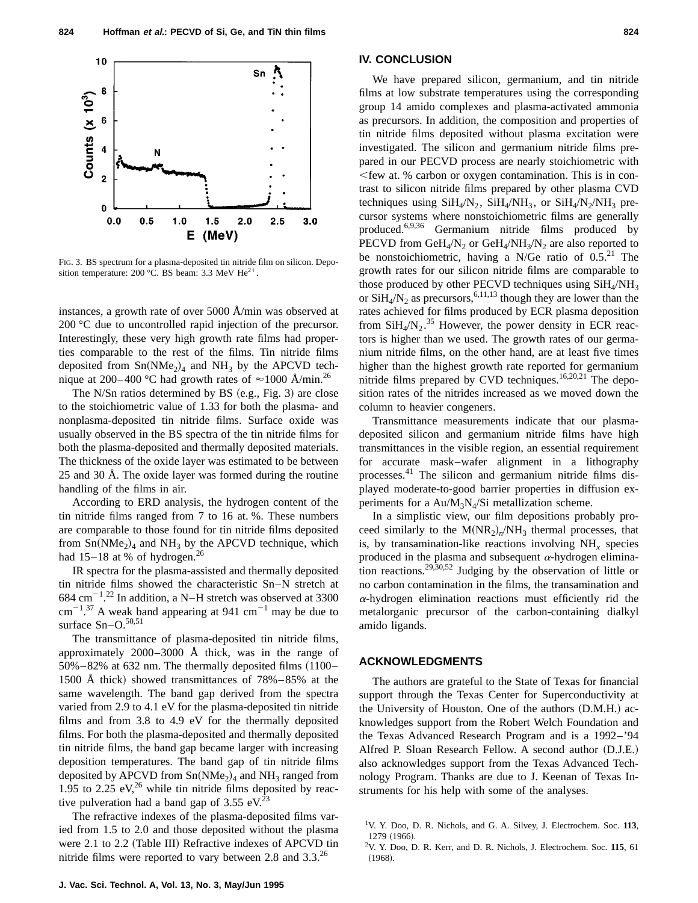FIG. 3. BS spectrum for a plasma-deposited tin nitride film on silicon. Deposition temperature: 200 °C. BS beam: 3.3 MeV $He^{2+}$.

instances, a growth rate of over 5000 Å/min was observed at 200 °C due to uncontrolled rapid injection of the precursor. Interestingly, these very high growth rate films had properties comparable to the rest of the films. Tin nitride films deposited from $Sn(NMe_2)_4$ and $NH_3$ by the APCVD technique at 200–400 °C had growth rates of ≈1000 Å/min.[26]

The N/Sn ratios determined by BS (e.g., Fig. 3) are close to the stoichiometric value of 1.33 for both the plasma- and nonplasma-deposited tin nitride films. Surface oxide was usually observed in the BS spectra of the tin nitride films for both the plasma-deposited and thermally deposited materials. The thickness of the oxide layer was estimated to be between 25 and 30 Å. The oxide layer was formed during the routine handling of the films in air.

According to ERD analysis, the hydrogen content of the tin nitride films ranged from 7 to 16 at. %. These numbers are comparable to those found for tin nitride films deposited from $Sn(NMe_2)_4$ and $NH_3$ by the APCVD technique, which had 15–18 at % of hydrogen.[26]

IR spectra for the plasma-assisted and thermally deposited tin nitride films showed the characteristic Sn–N stretch at 684 $cm^{-1}$.[22] In addition, a N–H stretch was observed at 3300 $cm^{-1}$.[37] A weak band appearing at 941 $cm^{-1}$ may be due to surface Sn–O.[50,51]

The transmittance of plasma-deposited tin nitride films, approximately 2000–3000 Å thick, was in the range of 50%–82% at 632 nm. The thermally deposited films (1100–1500 Å thick) showed transmittances of 78%–85% at the same wavelength. The band gap derived from the spectra varied from 2.9 to 4.1 eV for the plasma-deposited tin nitride films and from 3.8 to 4.9 eV for the thermally deposited films. For both the plasma-deposited and thermally deposited tin nitride films, the band gap became larger with increasing deposition temperatures. The band gap of tin nitride films deposited by APCVD from $Sn(NMe_2)_4$ and $NH_3$ ranged from 1.95 to 2.25 eV,[26] while tin nitride films deposited by reactive pulveration had a band gap of 3.55 eV.[23]

The refractive indexes of the plasma-deposited films varied from 1.5 to 2.0 and those deposited without the plasma were 2.1 to 2.2 (Table III) Refractive indexes of APCVD tin nitride films were reported to vary between 2.8 and 3.3.[26]

## IV. CONCLUSION

We have prepared silicon, germanium, and tin nitride films at low substrate temperatures using the corresponding group 14 amido complexes and plasma-activated ammonia as precursors. In addition, the composition and properties of tin nitride films deposited without plasma excitation were investigated. The silicon and germanium nitride films prepared in our PECVD process are nearly stoichiometric with <few at. % carbon or oxygen contamination. This is in contrast to silicon nitride films prepared by other plasma CVD techniques using $SiH_4/N_2$, $SiH_4/NH_3$, or $SiH_4/N_2/NH_3$ precursor systems where nonstoichiometric films are generally produced.[6,9,36] Germanium nitride films produced by PECVD from $GeH_4/N_2$ or $GeH_4/NH_3/N_2$ are also reported to be nonstoichiometric, having a N/Ge ratio of 0.5.[21] The growth rates for our silicon nitride films are comparable to those produced by other PECVD techniques using $SiH_4/NH_3$ or $SiH_4/N_2$ as precursors,[6,11,13] though they are lower than the rates achieved for films produced by ECR plasma deposition from $SiH_4/N_2$.[35] However, the power density in ECR reactors is higher than we used. The growth rates of our germanium nitride films, on the other hand, are at least five times higher than the highest growth rate reported for germanium nitride films prepared by CVD techniques.[16,20,21] The deposition rates of the nitrides increased as we moved down the column to heavier congeners.

Transmittance measurements indicate that our plasma-deposited silicon and germanium nitride films have high transmittances in the visible region, an essential requirement for accurate mask–wafer alignment in a lithography processes.[41] The silicon and germanium nitride films displayed moderate-to-good barrier properties in diffusion experiments for a $Au/M_3N_4/Si$ metallization scheme.

In a simplistic view, our film depositions probably proceed similarly to the $M(NR_2)_n/NH_3$ thermal processes, that is, by transamination-like reactions involving $NH_x$ species produced in the plasma and subsequent $\alpha$-hydrogen elimination reactions.[29,30,52] Judging by the observation of little or no carbon contamination in the films, the transamination and $\alpha$-hydrogen elimination reactions must efficiently rid the metalorganic precursor of the carbon-containing dialkyl amido ligands.

## ACKNOWLEDGMENTS

The authors are grateful to the State of Texas for financial support through the Texas Center for Superconductivity at the University of Houston. One of the authors (D.M.H.) acknowledges support from the Robert Welch Foundation and the Texas Advanced Research Program and is a 1992–'94 Alfred P. Sloan Research Fellow. A second author (D.J.E.) also acknowledges support from the Texas Advanced Technology Program. Thanks are due to J. Keenan of Texas Instruments for his help with some of the analyses.

[1] V. Y. Doo, D. R. Nichols, and G. A. Silvey, J. Electrochem. Soc. **113**, 1279 (1966).

[2] V. Y. Doo, D. R. Kerr, and D. R. Nichols, J. Electrochem. Soc. **115**, 61 (1968).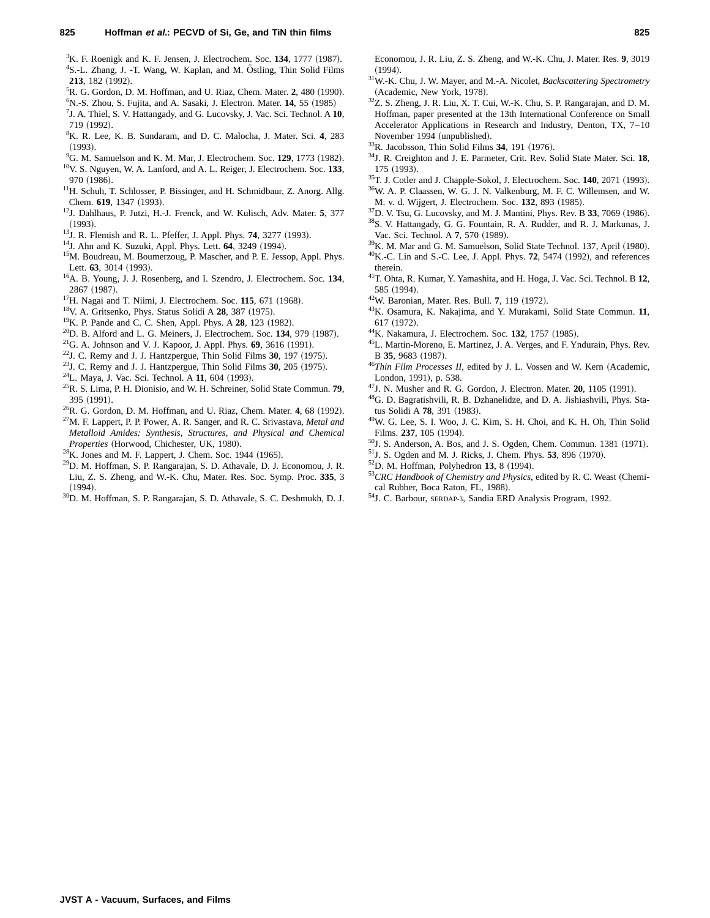[3]K. F. Roenigk and K. F. Jensen, J. Electrochem. Soc. **134**, 1777 (1987).

[4]S.-L. Zhang, J. -T. Wang, W. Kaplan, and M. Östling, Thin Solid Films **213**, 182 (1992).

[5]R. G. Gordon, D. M. Hoffman, and U. Riaz, Chem. Mater. **2**, 480 (1990).

[6]N.-S. Zhou, S. Fujita, and A. Sasaki, J. Electron. Mater. **14**, 55 (1985)

[7]J. A. Thiel, S. V. Hattangady, and G. Lucovsky, J. Vac. Sci. Technol. A **10**, 719 (1992).

[8]K. R. Lee, K. B. Sundaram, and D. C. Malocha, J. Mater. Sci. **4**, 283 (1993).

[9]G. M. Samuelson and K. M. Mar, J. Electrochem. Soc. **129**, 1773 (1982).

[10]V. S. Nguyen, W. A. Lanford, and A. L. Reiger, J. Electrochem. Soc. **133**, 970 (1986).

[11]H. Schuh, T. Schlosser, P. Bissinger, and H. Schmidbaur, Z. Anorg. Allg. Chem. **619**, 1347 (1993).

[12]J. Dahlhaus, P. Jutzi, H.-J. Frenck, and W. Kulisch, Adv. Mater. **5**, 377 (1993).

[13]J. R. Flemish and R. L. Pfeffer, J. Appl. Phys. **74**, 3277 (1993).

[14]J. Ahn and K. Suzuki, Appl. Phys. Lett. **64**, 3249 (1994).

[15]M. Boudreau, M. Boumerzoug, P. Mascher, and P. E. Jessop, Appl. Phys. Lett. **63**, 3014 (1993).

[16]A. B. Young, J. J. Rosenberg, and I. Szendro, J. Electrochem. Soc. **134**, 2867 (1987).

[17]H. Nagai and T. Niimi, J. Electrochem. Soc. **115**, 671 (1968).

[18]V. A. Gritsenko, Phys. Status Solidi A **28**, 387 (1975).

[19]K. P. Pande and C. C. Shen, Appl. Phys. A **28**, 123 (1982).

[20]D. B. Alford and L. G. Meiners, J. Electrochem. Soc. **134**, 979 (1987).

[21]G. A. Johnson and V. J. Kapoor, J. Appl. Phys. **69**, 3616 (1991).

[22]J. C. Remy and J. J. Hantzpergue, Thin Solid Films **30**, 197 (1975).

[23]J. C. Remy and J. J. Hantzpergue, Thin Solid Films **30**, 205 (1975).

[24]L. Maya, J. Vac. Sci. Technol. A **11**, 604 (1993).

[25]R. S. Lima, P. H. Dionisio, and W. H. Schreiner, Solid State Commun. **79**, 395 (1991).

[26]R. G. Gordon, D. M. Hoffman, and U. Riaz, Chem. Mater. **4**, 68 (1992).

[27]M. F. Lappert, P. P. Power, A. R. Sanger, and R. C. Srivastava, *Metal and Metalloid Amides: Synthesis, Structures, and Physical and Chemical Properties* (Horwood, Chichester, UK, 1980).

[28]K. Jones and M. F. Lappert, J. Chem. Soc. 1944 (1965).

[29]D. M. Hoffman, S. P. Rangarajan, S. D. Athavale, D. J. Economou, J. R. Liu, Z. S. Zheng, and W.-K. Chu, Mater. Res. Soc. Symp. Proc. **335**, 3 (1994).

[30]D. M. Hoffman, S. P. Rangarajan, S. D. Athavale, S. C. Deshmukh, D. J. Economou, J. R. Liu, Z. S. Zheng, and W.-K. Chu, J. Mater. Res. **9**, 3019 (1994).

[31]W.-K. Chu, J. W. Mayer, and M.-A. Nicolet, *Backscattering Spectrometry* (Academic, New York, 1978).

[32]Z. S. Zheng, J. R. Liu, X. T. Cui, W.-K. Chu, S. P. Rangarajan, and D. M. Hoffman, paper presented at the 13th International Conference on Small Accelerator Applications in Research and Industry, Denton, TX, 7–10 November 1994 (unpublished).

[33]R. Jacobsson, Thin Solid Films **34**, 191 (1976).

[34]J. R. Creighton and J. E. Parmeter, Crit. Rev. Solid State Mater. Sci. **18**, 175 (1993).

[35]T. J. Cotler and J. Chapple-Sokol, J. Electrochem. Soc. **140**, 2071 (1993).

[36]W. A. P. Claassen, W. G. J. N. Valkenburg, M. F. C. Willemsen, and W. M. v. d. Wijgert, J. Electrochem. Soc. **132**, 893 (1985).

[37]D. V. Tsu, G. Lucovsky, and M. J. Mantini, Phys. Rev. B **33**, 7069 (1986).

[38]S. V. Hattangady, G. G. Fountain, R. A. Rudder, and R. J. Markunas, J. Vac. Sci. Technol. A **7**, 570 (1989).

[39]K. M. Mar and G. M. Samuelson, Solid State Technol. 137, April (1980).

[40]K.-C. Lin and S.-C. Lee, J. Appl. Phys. **72**, 5474 (1992), and references therein.

[41]T. Ohta, R. Kumar, Y. Yamashita, and H. Hoga, J. Vac. Sci. Technol. B **12**, 585 (1994).

[42]W. Baronian, Mater. Res. Bull. **7**, 119 (1972).

[43]K. Osamura, K. Nakajima, and Y. Murakami, Solid State Commun. **11**, 617 (1972).

[44]K. Nakamura, J. Electrochem. Soc. **132**, 1757 (1985).

[45]L. Martin-Moreno, E. Martinez, J. A. Verges, and F. Yndurain, Phys. Rev. B **35**, 9683 (1987).

[46]*Thin Film Processes II*, edited by J. L. Vossen and W. Kern (Academic, London, 1991), p. 538.

[47]J. N. Musher and R. G. Gordon, J. Electron. Mater. **20**, 1105 (1991).

[48]G. D. Bagratishvili, R. B. Dzhanelidze, and D. A. Jishiashvili, Phys. Status Solidi A **78**, 391 (1983).

[49]W. G. Lee, S. I. Woo, J. C. Kim, S. H. Choi, and K. H. Oh, Thin Solid Films. **237**, 105 (1994).

[50]J. S. Anderson, A. Bos, and J. S. Ogden, Chem. Commun. 1381 (1971).

[51]J. S. Ogden and M. J. Ricks, J. Chem. Phys. **53**, 896 (1970).

[52]D. M. Hoffman, Polyhedron **13**, 8 (1994).

[53]*CRC Handbook of Chemistry and Physics*, edited by R. C. Weast (Chemical Rubber, Boca Raton, FL, 1988).

[54]J. C. Barbour, SERDAP-3, Sandia ERD Analysis Program, 1992.